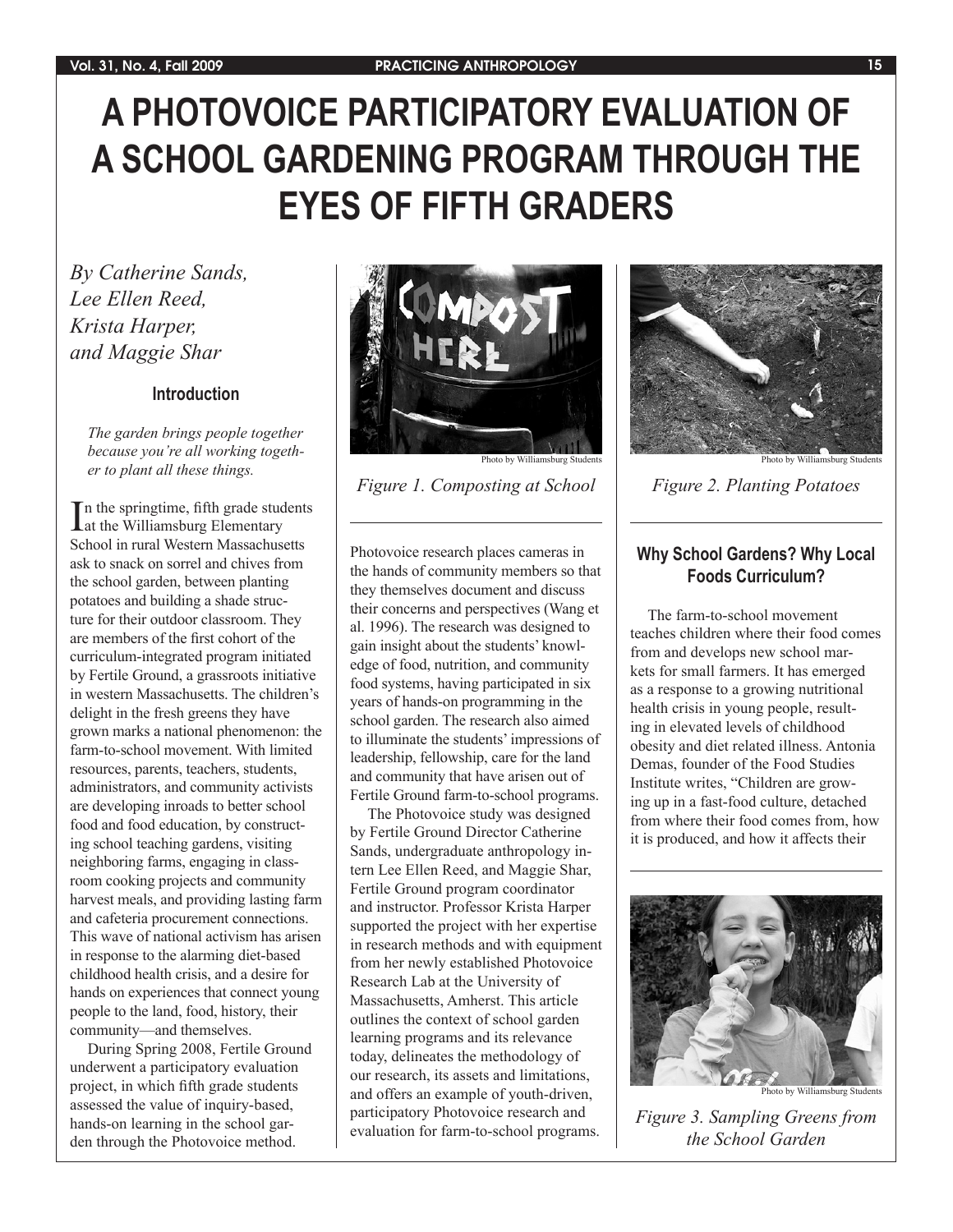# A PHOTOVOICE PARTICIPATORY EVALUATION OF A SCHOOL GARDENING PROGRAM THROUGH THE EYES OF FIFTH GRADERS

*By Catherine Sands, Lee Ellen Reed, Krista Harper, and Maggie Shar*

### Introduction

*The garden brings people together because you're all working together to plant all these things.*

In the springtime, fifth grade students at the Williamsburg Elementary School in rural Western Massachusetts ask to snack on sorrel and chives from the school garden, between planting potatoes and building a shade structure for their outdoor classroom. They are members of the first cohort of the curriculum-integrated program initiated by Fertile Ground, a grassroots initiative in western Massachusetts. The children's delight in the fresh greens they have grown marks a national phenomenon: the farm-to-school movement. With limited resources, parents, teachers, students, administrators, and community activists are developing inroads to better school food and food education, by constructing school teaching gardens, visiting neighboring farms, engaging in classroom cooking projects and community harvest meals, and providing lasting farm and cafeteria procurement connections. This wave of national activism has arisen in response to the alarming diet-based childhood health crisis, and a desire for hands on experiences that connect young people to the land, food, history, their community—and themselves.

During Spring 2008, Fertile Ground underwent a participatory evaluation project, in which fifth grade students assessed the value of inquiry-based, hands-on learning in the school garden through the Photovoice method.

Photo by Williamsburg Students

*Figure 1. Composting at School*

Photo by Williamsburg Students

*Figure 2. Planting Potatoes*

Photovoice research places cameras in the hands of community members so that they themselves document and discuss their concerns and perspectives (Wang et al. 1996). The research was designed to gain insight about the students' knowledge of food, nutrition, and community food systems, having participated in six years of hands-on programming in the school garden. The research also aimed to illuminate the students' impressions of leadership, fellowship, care for the land and community that have arisen out of Fertile Ground farm-to-school programs.

The Photovoice study was designed by Fertile Ground Director Catherine Sands, undergraduate anthropology intern Lee Ellen Reed, and Maggie Shar, Fertile Ground program coordinator and instructor. Professor Krista Harper supported the project with her expertise in research methods and with equipment from her newly established Photovoice Research Lab at the University of Massachusetts, Amherst. This article outlines the context of school garden learning programs and its relevance today, delineates the methodology of our research, its assets and limitations, and offers an example of youth-driven, participatory Photovoice research and evaluation for farm-to-school programs.

### Why School Gardens? Why Local Foods Curriculum?

The farm-to-school movement teaches children where their food comes from and develops new school markets for small farmers. It has emerged as a response to a growing nutritional health crisis in young people, resulting in elevated levels of childhood obesity and diet related illness. Antonia Demas, founder of the Food Studies Institute writes, "Children are growing up in a fast-food culture, detached from where their food comes from, how it is produced, and how it affects their

Photo by Williamsburg Students

*Figure 3. Sampling Greens from the School Garden*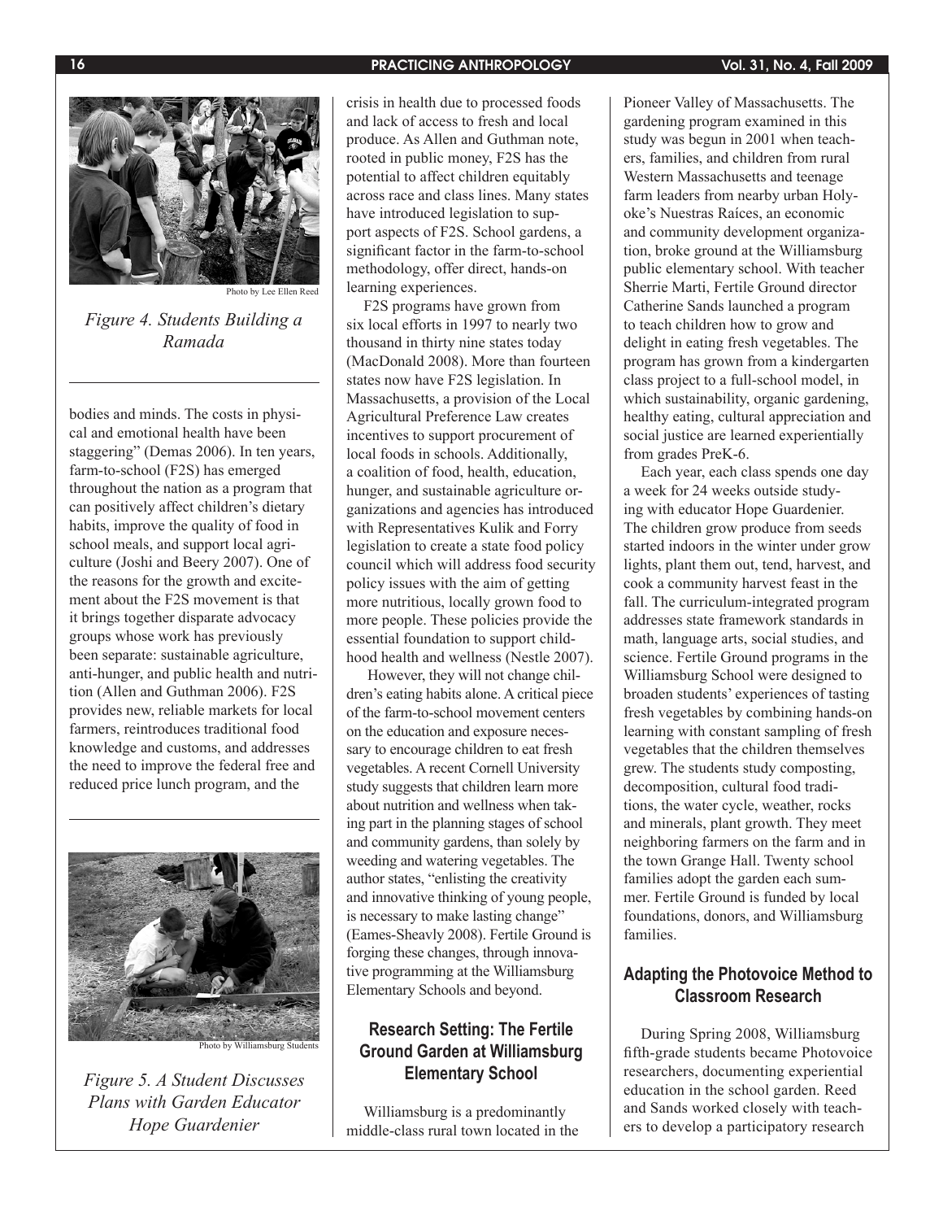Photo by Lee Ellen Reed

*Figure 4. Students Building a Ramada*

bodies and minds. The costs in physical and emotional health have been staggering" (Demas 2006). In ten years, farm-to-school (F2S) has emerged throughout the nation as a program that can positively affect children's dietary habits, improve the quality of food in school meals, and support local agriculture (Joshi and Beery 2007). One of the reasons for the growth and excitement about the F2S movement is that it brings together disparate advocacy groups whose work has previously been separate: sustainable agriculture, anti-hunger, and public health and nutrition (Allen and Guthman 2006). F2S provides new, reliable markets for local farmers, reintroduces traditional food knowledge and customs, and addresses the need to improve the federal free and reduced price lunch program, and the

Photo by Williamsburg Students

*Figure 5. A Student Discusses Plans with Garden Educator Hope Guardenier*

crisis in health due to processed foods and lack of access to fresh and local produce. As Allen and Guthman note, rooted in public money, F2S has the potential to affect children equitably across race and class lines. Many states have introduced legislation to support aspects of F2S. School gardens, a significant factor in the farm-to-school methodology, offer direct, hands-on learning experiences.

F2S programs have grown from six local efforts in 1997 to nearly two thousand in thirty nine states today (MacDonald 2008). More than fourteen states now have F2S legislation. In Massachusetts, a provision of the Local Agricultural Preference Law creates incentives to support procurement of local foods in schools. Additionally, a coalition of food, health, education, hunger, and sustainable agriculture organizations and agencies has introduced with Representatives Kulik and Forry legislation to create a state food policy council which will address food security policy issues with the aim of getting more nutritious, locally grown food to more people. These policies provide the essential foundation to support childhood health and wellness (Nestle 2007).

However, they will not change children's eating habits alone. A critical piece of the farm-to-school movement centers on the education and exposure necessary to encourage children to eat fresh vegetables. A recent Cornell University study suggests that children learn more about nutrition and wellness when taking part in the planning stages of school and community gardens, than solely by weeding and watering vegetables. The author states, "enlisting the creativity and innovative thinking of young people, is necessary to make lasting change" (Eames-Sheavly 2008). Fertile Ground is forging these changes, through innovative programming at the Williamsburg Elementary Schools and beyond.

## Research Setting: The Fertile Ground Garden at Williamsburg Elementary School

Williamsburg is a predominantly middle-class rural town located in the Pioneer Valley of Massachusetts. The gardening program examined in this study was begun in 2001 when teachers, families, and children from rural Western Massachusetts and teenage farm leaders from nearby urban Holyoke's Nuestras Raíces, an economic and community development organization, broke ground at the Williamsburg public elementary school. With teacher Sherrie Marti, Fertile Ground director Catherine Sands launched a program to teach children how to grow and delight in eating fresh vegetables. The program has grown from a kindergarten class project to a full-school model, in which sustainability, organic gardening, healthy eating, cultural appreciation and social justice are learned experientially from grades PreK-6.

Each year, each class spends one day a week for 24 weeks outside studying with educator Hope Guardenier. The children grow produce from seeds started indoors in the winter under grow lights, plant them out, tend, harvest, and cook a community harvest feast in the fall. The curriculum-integrated program addresses state framework standards in math, language arts, social studies, and science. Fertile Ground programs in the Williamsburg School were designed to broaden students' experiences of tasting fresh vegetables by combining hands-on learning with constant sampling of fresh vegetables that the children themselves grew. The students study composting, decomposition, cultural food traditions, the water cycle, weather, rocks and minerals, plant growth. They meet neighboring farmers on the farm and in the town Grange Hall. Twenty school families adopt the garden each summer. Fertile Ground is funded by local foundations, donors, and Williamsburg families.

## Adapting the Photovoice Method to Classroom Research

During Spring 2008, Williamsburg fifth-grade students became Photovoice researchers, documenting experiential education in the school garden. Reed and Sands worked closely with teachers to develop a participatory research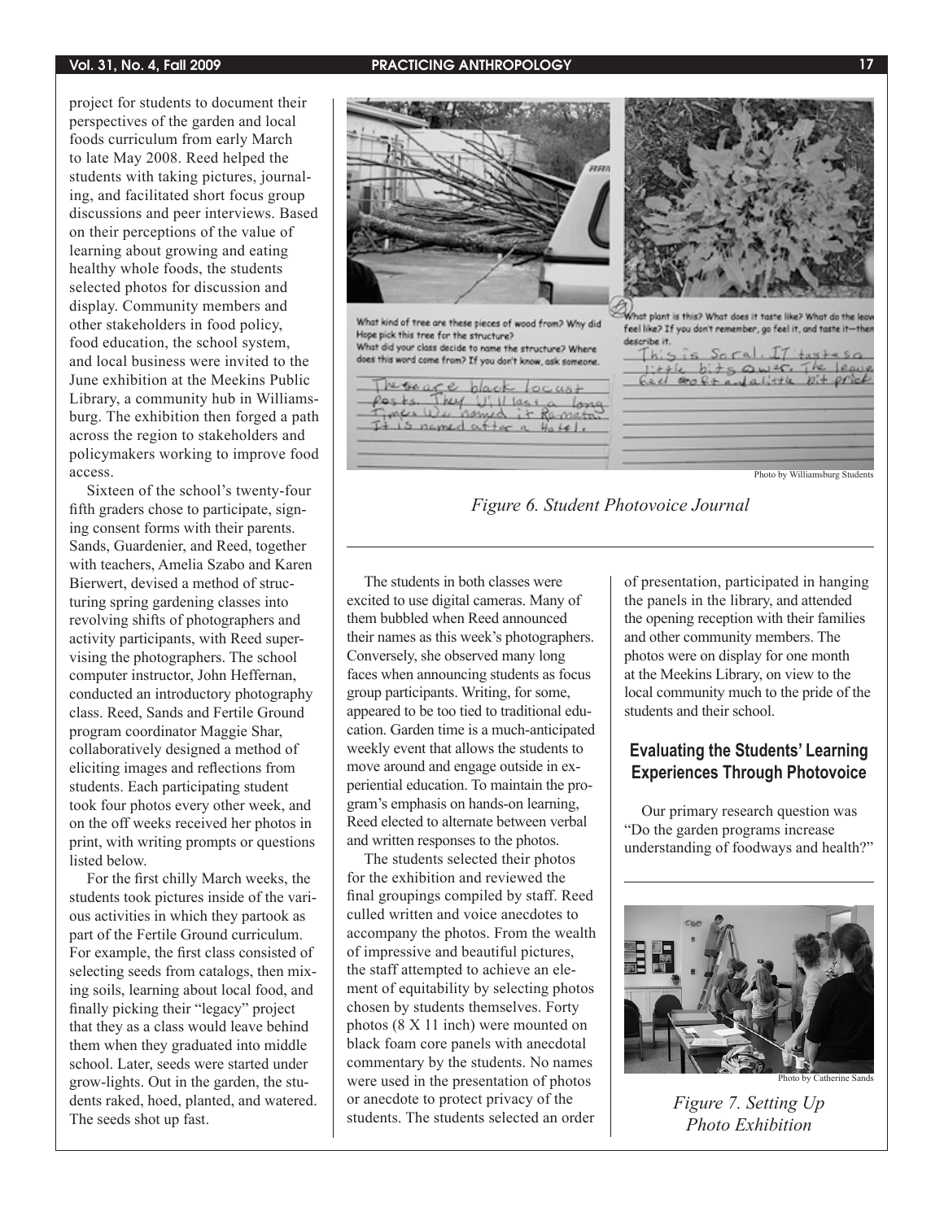project for students to document their perspectives of the garden and local foods curriculum from early March to late May 2008. Reed helped the students with taking pictures, journaling, and facilitated short focus group discussions and peer interviews. Based on their perceptions of the value of learning about growing and eating healthy whole foods, the students selected photos for discussion and display. Community members and other stakeholders in food policy, food education, the school system, and local business were invited to the June exhibition at the Meekins Public Library, a community hub in Williamsburg. The exhibition then forged a path across the region to stakeholders and policymakers working to improve food access.

Sixteen of the school's twenty-four fifth graders chose to participate, signing consent forms with their parents. Sands, Guardenier, and Reed, together with teachers, Amelia Szabo and Karen Bierwert, devised a method of structuring spring gardening classes into revolving shifts of photographers and activity participants, with Reed supervising the photographers. The school computer instructor, John Heffernan, conducted an introductory photography class. Reed, Sands and Fertile Ground program coordinator Maggie Shar, collaboratively designed a method of eliciting images and reflections from students. Each participating student took four photos every other week, and on the off weeks received her photos in print, with writing prompts or questions listed below.

For the first chilly March weeks, the students took pictures inside of the various activities in which they partook as part of the Fertile Ground curriculum. For example, the first class consisted of selecting seeds from catalogs, then mixing soils, learning about local food, and finally picking their "legacy" project that they as a class would leave behind them when they graduated into middle school. Later, seeds were started under grow-lights. Out in the garden, the students raked, hoed, planted, and watered. The seeds shot up fast.

Photo by Williamsburg Students

*Figure 6. Student Photovoice Journal*

The students in both classes were excited to use digital cameras. Many of them bubbled when Reed announced their names as this week's photographers. Conversely, she observed many long faces when announcing students as focus group participants. Writing, for some, appeared to be too tied to traditional education. Garden time is a much-anticipated weekly event that allows the students to move around and engage outside in experiential education. To maintain the program's emphasis on hands-on learning, Reed elected to alternate between verbal and written responses to the photos.

The students selected their photos for the exhibition and reviewed the final groupings compiled by staff. Reed culled written and voice anecdotes to accompany the photos. From the wealth of impressive and beautiful pictures, the staff attempted to achieve an element of equitability by selecting photos chosen by students themselves. Forty photos (8 X 11 inch) were mounted on black foam core panels with anecdotal commentary by the students. No names were used in the presentation of photos or anecdote to protect privacy of the students. The students selected an order of presentation, participated in hanging the panels in the library, and attended the opening reception with their families and other community members. The photos were on display for one month at the Meekins Library, on view to the local community much to the pride of the students and their school.

## Evaluating the Students' Learning Experiences Through Photovoice

Our primary research question was "Do the garden programs increase understanding of foodways and health?"

Photo by Catherine Sands

*Figure 7. Setting Up Photo Exhibition*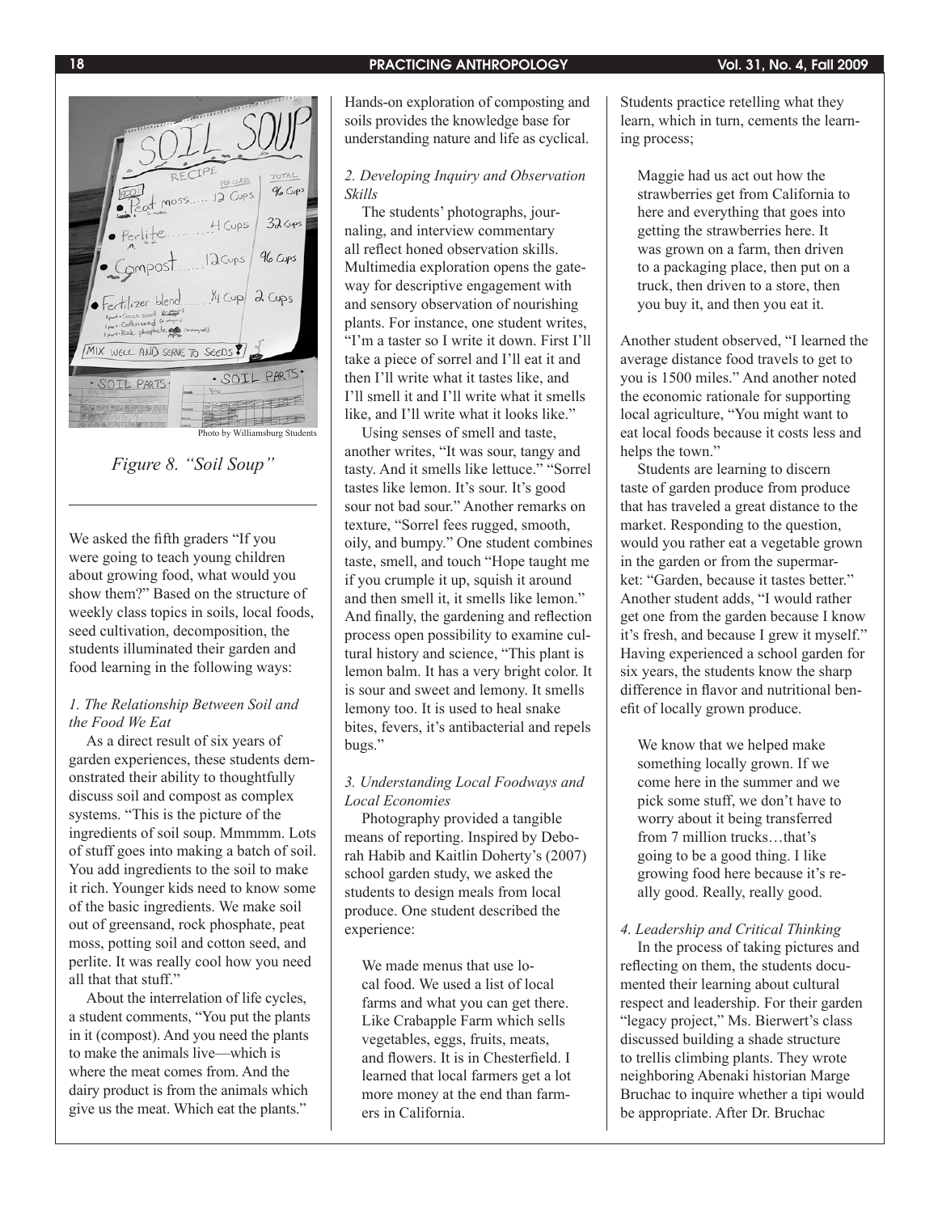Photo by Williamsburg Students

*Figure 8. "Soil Soup"*

We asked the fifth graders "If you were going to teach young children about growing food, what would you show them?" Based on the structure of weekly class topics in soils, local foods, seed cultivation, decomposition, the students illuminated their garden and food learning in the following ways:

### *1. The Relationship Between Soil and the Food We Eat*

As a direct result of six years of garden experiences, these students demonstrated their ability to thoughtfully discuss soil and compost as complex systems. "This is the picture of the ingredients of soil soup. Mmmmm. Lots of stuff goes into making a batch of soil. You add ingredients to the soil to make it rich. Younger kids need to know some of the basic ingredients. We make soil out of greensand, rock phosphate, peat moss, potting soil and cotton seed, and perlite. It was really cool how you need all that that stuff."

About the interrelation of life cycles, a student comments, "You put the plants in it (compost). And you need the plants to make the animals live—which is where the meat comes from. And the dairy product is from the animals which give us the meat. Which eat the plants." Hands-on exploration of composting and soils provides the knowledge base for understanding nature and life as cyclical.

### *2. Developing Inquiry and Observation Skills*

The students' photographs, journaling, and interview commentary all reflect honed observation skills. Multimedia exploration opens the gateway for descriptive engagement with and sensory observation of nourishing plants. For instance, one student writes, "I'm a taster so I write it down. First I'll take a piece of sorrel and I'll eat it and then I'll write what it tastes like, and I'll smell it and I'll write what it smells like, and I'll write what it looks like."

Using senses of smell and taste, another writes, "It was sour, tangy and tasty. And it smells like lettuce." "Sorrel tastes like lemon. It's sour. It's good sour not bad sour." Another remarks on texture, "Sorrel fees rugged, smooth, oily, and bumpy." One student combines taste, smell, and touch "Hope taught me if you crumple it up, squish it around and then smell it, it smells like lemon." And finally, the gardening and reflection process open possibility to examine cultural history and science, "This plant is lemon balm. It has a very bright color. It is sour and sweet and lemony. It smells lemony too. It is used to heal snake bites, fevers, it's antibacterial and repels bugs."

### *3. Understanding Local Foodways and Local Economies*

Photography provided a tangible means of reporting. Inspired by Deborah Habib and Kaitlin Doherty's (2007) school garden study, we asked the students to design meals from local produce. One student described the experience:

> We made menus that use local food. We used a list of local farms and what you can get there. Like Crabapple Farm which sells vegetables, eggs, fruits, meats, and flowers. It is in Chesterfield. I learned that local farmers get a lot more money at the end than farmers in California.

Students practice retelling what they learn, which in turn, cements the learning process;

> Maggie had us act out how the strawberries get from California to here and everything that goes into getting the strawberries here. It was grown on a farm, then driven to a packaging place, then put on a truck, then driven to a store, then you buy it, and then you eat it.

Another student observed, "I learned the average distance food travels to get to you is 1500 miles." And another noted the economic rationale for supporting local agriculture, "You might want to eat local foods because it costs less and helps the town."

Students are learning to discern taste of garden produce from produce that has traveled a great distance to the market. Responding to the question, would you rather eat a vegetable grown in the garden or from the supermarket: "Garden, because it tastes better." Another student adds, "I would rather get one from the garden because I know it's fresh, and because I grew it myself." Having experienced a school garden for six years, the students know the sharp difference in flavor and nutritional benefit of locally grown produce.

> We know that we helped make something locally grown. If we come here in the summer and we pick some stuff, we don't have to worry about it being transferred from 7 million trucks…that's going to be a good thing. I like growing food here because it's really good. Really, really good.

### *4. Leadership and Critical Thinking*

In the process of taking pictures and reflecting on them, the students documented their learning about cultural respect and leadership. For their garden "legacy project," Ms. Bierwert's class discussed building a shade structure to trellis climbing plants. They wrote neighboring Abenaki historian Marge Bruchac to inquire whether a tipi would be appropriate. After Dr. Bruchac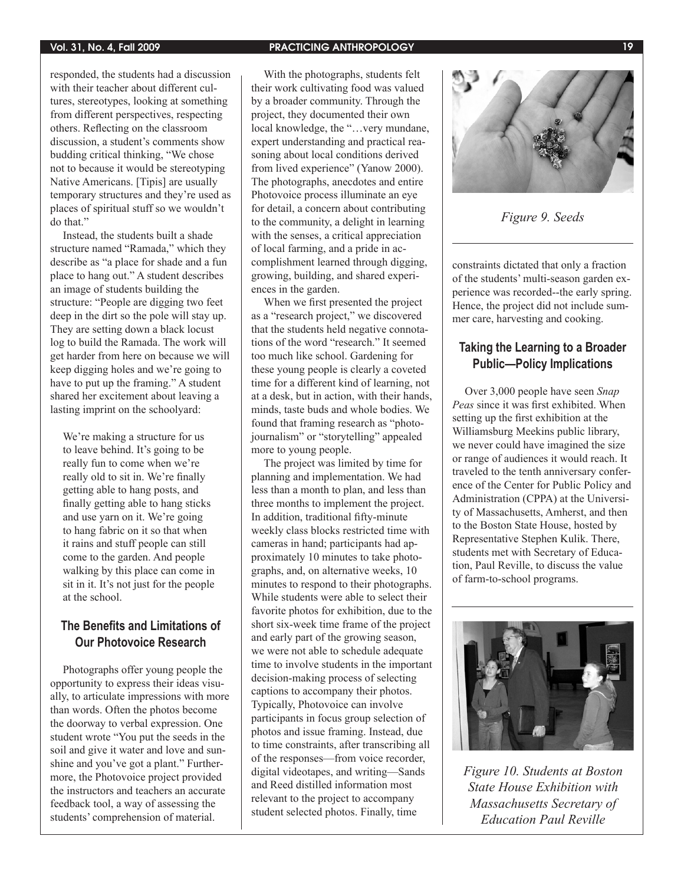responded, the students had a discussion with their teacher about different cultures, stereotypes, looking at something from different perspectives, respecting others. Reflecting on the classroom discussion, a student's comments show budding critical thinking, "We chose not to because it would be stereotyping Native Americans. [Tipis] are usually temporary structures and they're used as places of spiritual stuff so we wouldn't do that."

Instead, the students built a shade structure named "Ramada," which they describe as "a place for shade and a fun place to hang out." A student describes an image of students building the structure: "People are digging two feet deep in the dirt so the pole will stay up. They are setting down a black locust log to build the Ramada. The work will get harder from here on because we will keep digging holes and we're going to have to put up the framing." A student shared her excitement about leaving a lasting imprint on the schoolyard:

> We're making a structure for us to leave behind. It's going to be really fun to come when we're really old to sit in. We're finally getting able to hang posts, and finally getting able to hang sticks and use yarn on it. We're going to hang fabric on it so that when it rains and stuff people can still come to the garden. And people walking by this place can come in sit in it. It's not just for the people at the school.

## The Benefits and Limitations of Our Photovoice Research

Photographs offer young people the opportunity to express their ideas visually, to articulate impressions with more than words. Often the photos become the doorway to verbal expression. One student wrote "You put the seeds in the soil and give it water and love and sunshine and you've got a plant." Furthermore, the Photovoice project provided the instructors and teachers an accurate feedback tool, a way of assessing the students' comprehension of material.

With the photographs, students felt their work cultivating food was valued by a broader community. Through the project, they documented their own local knowledge, the "…very mundane, expert understanding and practical reasoning about local conditions derived from lived experience" (Yanow 2000). The photographs, anecdotes and entire Photovoice process illuminate an eye for detail, a concern about contributing to the community, a delight in learning with the senses, a critical appreciation of local farming, and a pride in accomplishment learned through digging, growing, building, and shared experiences in the garden.

When we first presented the project as a "research project," we discovered that the students held negative connotations of the word "research." It seemed too much like school. Gardening for these young people is clearly a coveted time for a different kind of learning, not at a desk, but in action, with their hands, minds, taste buds and whole bodies. We found that framing research as "photojournalism" or "storytelling" appealed more to young people.

The project was limited by time for planning and implementation. We had less than a month to plan, and less than three months to implement the project. In addition, traditional fifty-minute weekly class blocks restricted time with cameras in hand; participants had approximately 10 minutes to take photographs, and, on alternative weeks, 10 minutes to respond to their photographs. While students were able to select their favorite photos for exhibition, due to the short six-week time frame of the project and early part of the growing season, we were not able to schedule adequate time to involve students in the important decision-making process of selecting captions to accompany their photos. Typically, Photovoice can involve participants in focus group selection of photos and issue framing. Instead, due to time constraints, after transcribing all of the responses—from voice recorder, digital videotapes, and writing—Sands and Reed distilled information most relevant to the project to accompany student selected photos. Finally, time constraints dictated that only a fraction of the students' multi-season garden experience was recorded--the early spring. Hence, the project did not include summer care, harvesting and cooking.

*Figure 9. Seeds*

## Taking the Learning to a Broader Public—Policy Implications

Over 3,000 people have seen *Snap Peas* since it was first exhibited. When setting up the first exhibition at the Williamsburg Meekins public library, we never could have imagined the size or range of audiences it would reach. It traveled to the tenth anniversary conference of the Center for Public Policy and Administration (CPPA) at the University of Massachusetts, Amherst, and then to the Boston State House, hosted by Representative Stephen Kulik. There, students met with Secretary of Education, Paul Reville, to discuss the value of farm-to-school programs.

*Figure 10. Students at Boston State House Exhibition with Massachusetts Secretary of Education Paul Reville*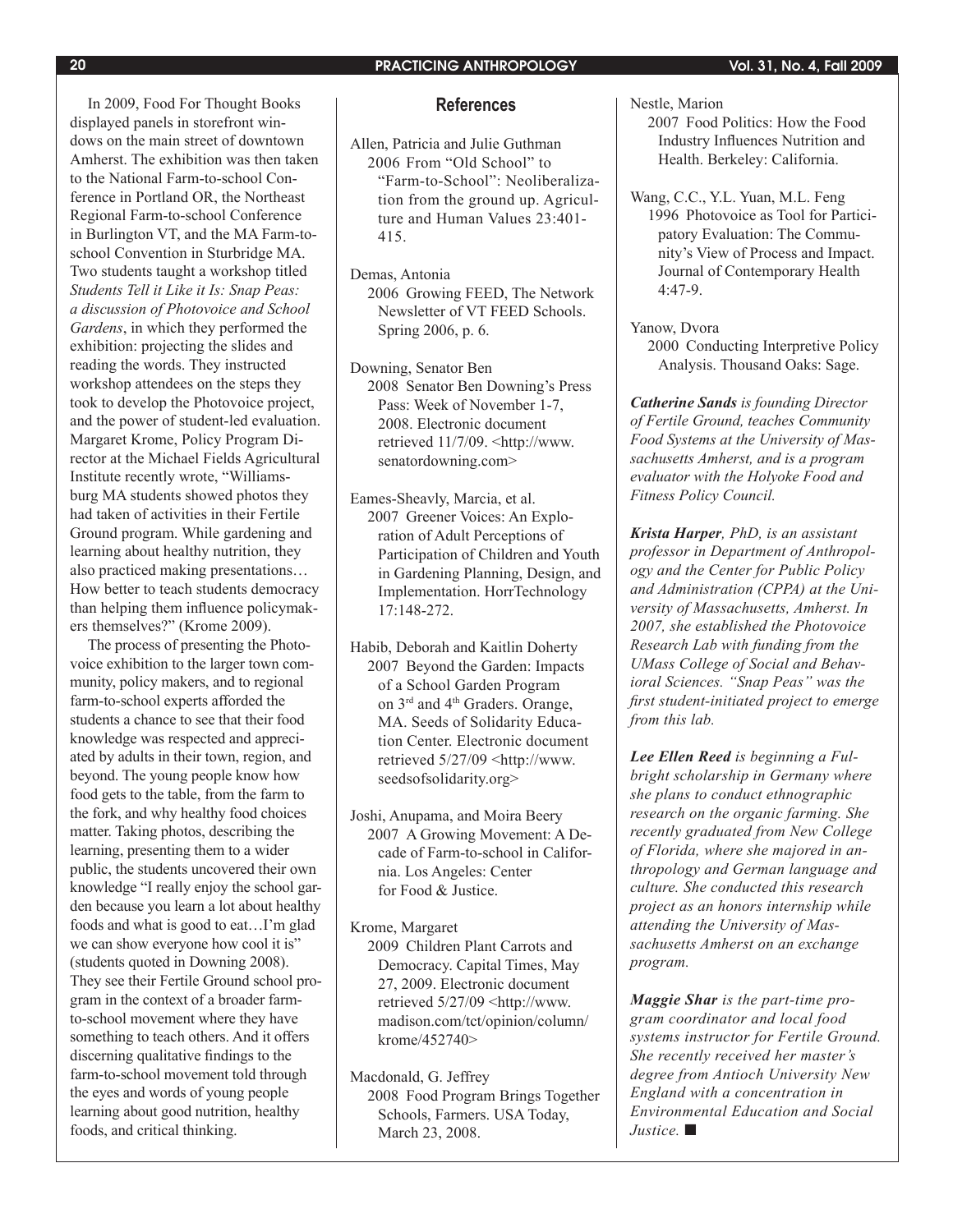In 2009, Food For Thought Books displayed panels in storefront windows on the main street of downtown Amherst. The exhibition was then taken to the National Farm-to-school Conference in Portland OR, the Northeast Regional Farm-to-school Conference in Burlington VT, and the MA Farm-to-school Convention in Sturbridge MA. Two students taught a workshop titled *Students Tell it Like it Is: Snap Peas: a discussion of Photovoice and School Gardens*, in which they performed the exhibition: projecting the slides and reading the words. They instructed workshop attendees on the steps they took to develop the Photovoice project, and the power of student-led evaluation. Margaret Krome, Policy Program Director at the Michael Fields Agricultural Institute recently wrote, "Williamsburg MA students showed photos they had taken of activities in their Fertile Ground program. While gardening and learning about healthy nutrition, they also practiced making presentations… How better to teach students democracy than helping them influence policymakers themselves?" (Krome 2009).

The process of presenting the Photovoice exhibition to the larger town community, policy makers, and to regional farm-to-school experts afforded the students a chance to see that their food knowledge was respected and appreciated by adults in their town, region, and beyond. The young people know how food gets to the table, from the farm to the fork, and why healthy food choices matter. Taking photos, describing the learning, presenting them to a wider public, the students uncovered their own knowledge "I really enjoy the school garden because you learn a lot about healthy foods and what is good to eat…I'm glad we can show everyone how cool it is" (students quoted in Downing 2008). They see their Fertile Ground school program in the context of a broader farm-to-school movement where they have something to teach others. And it offers discerning qualitative findings to the farm-to-school movement told through the eyes and words of young people learning about good nutrition, healthy foods, and critical thinking.

## References

Allen, Patricia and Julie Guthman
2006 From "Old School" to "Farm-to-School": Neoliberalization from the ground up. Agriculture and Human Values 23:401-415.

Demas, Antonia
2006 Growing FEED, The Network Newsletter of VT FEED Schools. Spring 2006, p. 6.

Downing, Senator Ben
2008 Senator Ben Downing's Press Pass: Week of November 1-7, 2008. Electronic document retrieved 11/7/09. <http://www.senatordowning.com>

Eames-Sheavly, Marcia, et al.
2007 Greener Voices: An Exploration of Adult Perceptions of Participation of Children and Youth in Gardening Planning, Design, and Implementation. HorrTechnology 17:148-272.

Habib, Deborah and Kaitlin Doherty
2007 Beyond the Garden: Impacts of a School Garden Program on 3rd and 4th Graders. Orange, MA. Seeds of Solidarity Education Center. Electronic document retrieved 5/27/09 <http://www.seedsofsolidarity.org>

Joshi, Anupama, and Moira Beery
2007 A Growing Movement: A Decade of Farm-to-school in California. Los Angeles: Center for Food & Justice.

Krome, Margaret
2009 Children Plant Carrots and Democracy. Capital Times, May 27, 2009. Electronic document retrieved 5/27/09 <http://www.madison.com/tct/opinion/column/krome/452740>

Macdonald, G. Jeffrey
2008 Food Program Brings Together Schools, Farmers. USA Today, March 23, 2008.

Nestle, Marion
2007 Food Politics: How the Food Industry Influences Nutrition and Health. Berkeley: California.

Wang, C.C., Y.L. Yuan, M.L. Feng
1996 Photovoice as Tool for Participatory Evaluation: The Community's View of Process and Impact. Journal of Contemporary Health 4:47-9.

Yanow, Dvora
2000 Conducting Interpretive Policy Analysis. Thousand Oaks: Sage.

***Catherine Sands*** *is founding Director of Fertile Ground, teaches Community Food Systems at the University of Massachusetts Amherst, and is a program evaluator with the Holyoke Food and Fitness Policy Council.*

***Krista Harper****, PhD, is an assistant professor in Department of Anthropology and the Center for Public Policy and Administration (CPPA) at the University of Massachusetts, Amherst. In 2007, she established the Photovoice Research Lab with funding from the UMass College of Social and Behavioral Sciences. "Snap Peas" was the first student-initiated project to emerge from this lab.*

***Lee Ellen Reed*** *is beginning a Fulbright scholarship in Germany where she plans to conduct ethnographic research on the organic farming. She recently graduated from New College of Florida, where she majored in anthropology and German language and culture. She conducted this research project as an honors internship while attending the University of Massachusetts Amherst on an exchange program.*

***Maggie Shar*** *is the part-time program coordinator and local food systems instructor for Fertile Ground. She recently received her master's degree from Antioch University New England with a concentration in Environmental Education and Social Justice.* ■